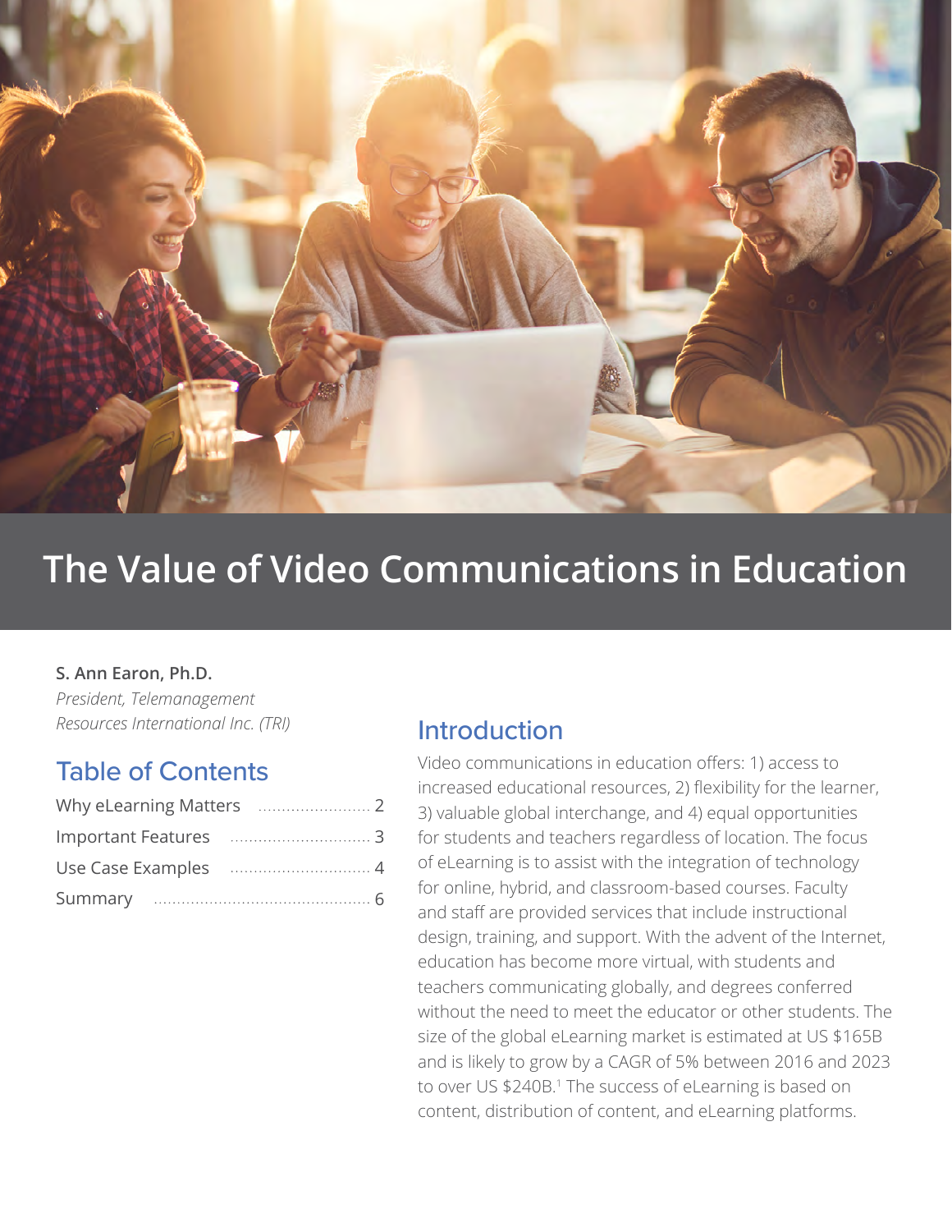# The Value of Video Communications in Education

**S. Ann Earon, Ph.D.**
*President, Telemanagement Resources International Inc. (TRI)*

## Table of Contents

| Section | Page |
| --- | --- |
| Why eLearning Matters | 2 |
| Important Features | 3 |
| Use Case Examples | 4 |
| Summary | 6 |

## Introduction

Video communications in education offers: 1) access to increased educational resources, 2) flexibility for the learner, 3) valuable global interchange, and 4) equal opportunities for students and teachers regardless of location. The focus of eLearning is to assist with the integration of technology for online, hybrid, and classroom-based courses. Faculty and staff are provided services that include instructional design, training, and support. With the advent of the Internet, education has become more virtual, with students and teachers communicating globally, and degrees conferred without the need to meet the educator or other students. The size of the global eLearning market is estimated at US $165B and is likely to grow by a CAGR of 5% between 2016 and 2023 to over US $240B.[1] The success of eLearning is based on content, distribution of content, and eLearning platforms.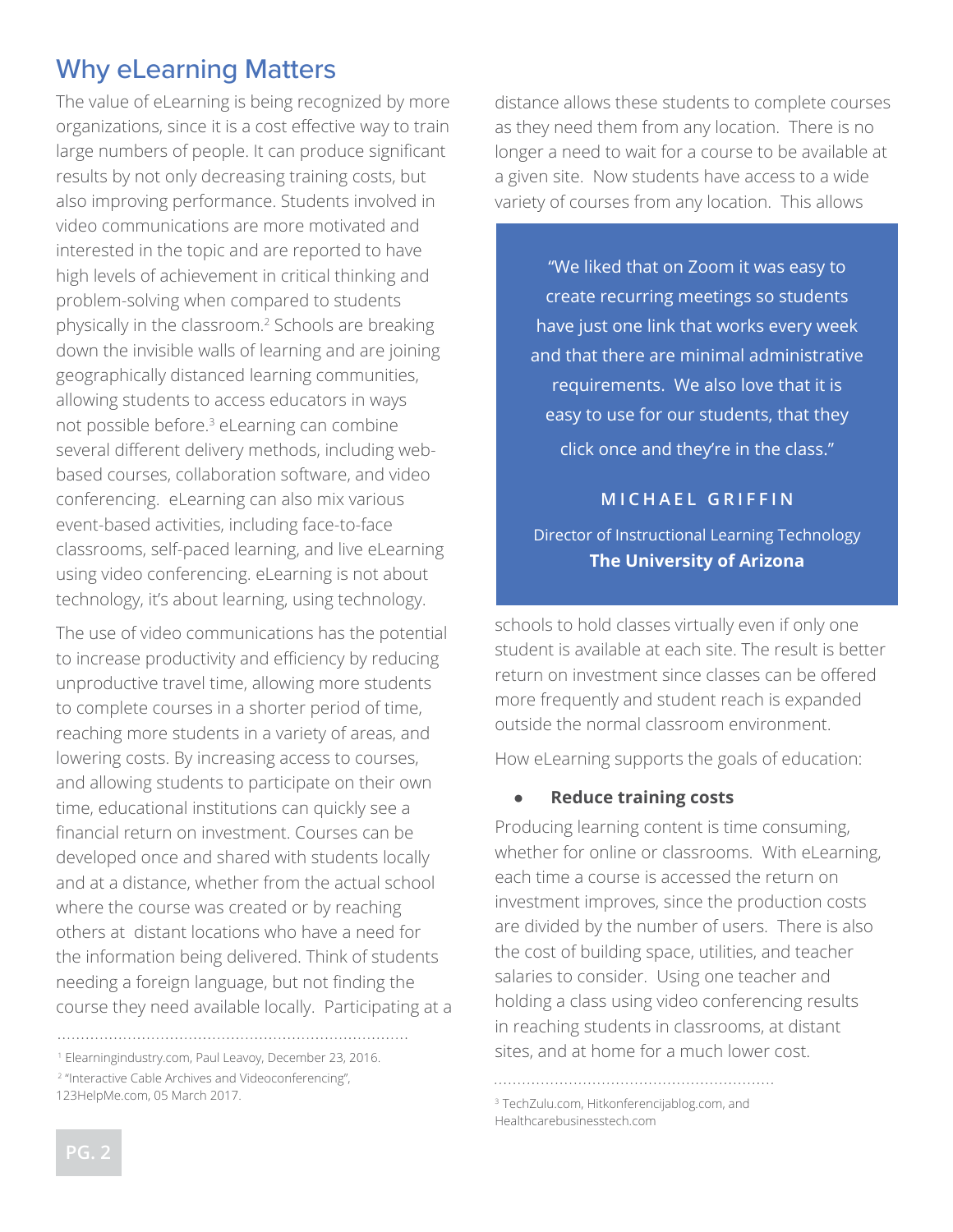## Why eLearning Matters

The value of eLearning is being recognized by more organizations, since it is a cost effective way to train large numbers of people. It can produce significant results by not only decreasing training costs, but also improving performance. Students involved in video communications are more motivated and interested in the topic and are reported to have high levels of achievement in critical thinking and problem-solving when compared to students physically in the classroom.[2] Schools are breaking down the invisible walls of learning and are joining geographically distanced learning communities, allowing students to access educators in ways not possible before.[3] eLearning can combine several different delivery methods, including web-based courses, collaboration software, and video conferencing. eLearning can also mix various event-based activities, including face-to-face classrooms, self-paced learning, and live eLearning using video conferencing. eLearning is not about technology, it's about learning, using technology.

The use of video communications has the potential to increase productivity and efficiency by reducing unproductive travel time, allowing more students to complete courses in a shorter period of time, reaching more students in a variety of areas, and lowering costs. By increasing access to courses, and allowing students to participate on their own time, educational institutions can quickly see a financial return on investment. Courses can be developed once and shared with students locally and at a distance, whether from the actual school where the course was created or by reaching others at distant locations who have a need for the information being delivered. Think of students needing a foreign language, but not finding the course they need available locally. Participating at a distance allows these students to complete courses as they need them from any location. There is no longer a need to wait for a course to be available at a given site. Now students have access to a wide variety of courses from any location. This allows schools to hold classes virtually even if only one student is available at each site. The result is better return on investment since classes can be offered more frequently and student reach is expanded outside the normal classroom environment.

> "We liked that on Zoom it was easy to create recurring meetings so students have just one link that works every week and that there are minimal administrative requirements. We also love that it is easy to use for our students, that they click once and they're in the class."
>
> **MICHAEL GRIFFIN**
>
> Director of Instructional Learning Technology
> **The University of Arizona**

How eLearning supports the goals of education:

- **Reduce training costs**

Producing learning content is time consuming, whether for online or classrooms. With eLearning, each time a course is accessed the return on investment improves, since the production costs are divided by the number of users. There is also the cost of building space, utilities, and teacher salaries to consider. Using one teacher and holding a class using video conferencing results in reaching students in classrooms, at distant sites, and at home for a much lower cost.

---

[1] Elearningindustry.com, Paul Leavoy, December 23, 2016.

[2] "Interactive Cable Archives and Videoconferencing", 123HelpMe.com, 05 March 2017.

[3] TechZulu.com, Hitkonferencijablog.com, and Healthcarebusinesstech.com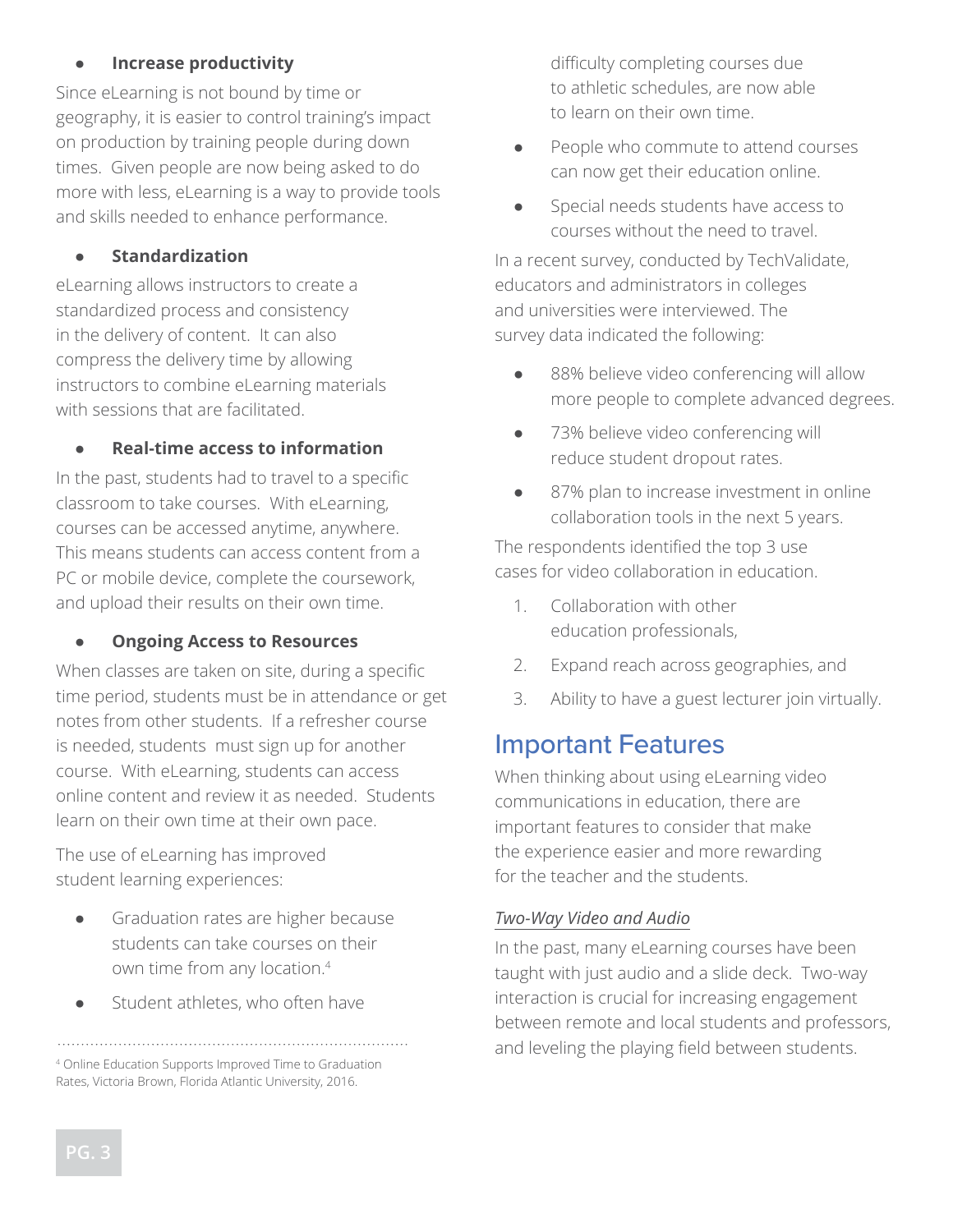- **Increase productivity**

Since eLearning is not bound by time or geography, it is easier to control training's impact on production by training people during down times. Given people are now being asked to do more with less, eLearning is a way to provide tools and skills needed to enhance performance.

- **Standardization**

eLearning allows instructors to create a standardized process and consistency in the delivery of content. It can also compress the delivery time by allowing instructors to combine eLearning materials with sessions that are facilitated.

- **Real-time access to information**

In the past, students had to travel to a specific classroom to take courses. With eLearning, courses can be accessed anytime, anywhere. This means students can access content from a PC or mobile device, complete the coursework, and upload their results on their own time.

- **Ongoing Access to Resources**

When classes are taken on site, during a specific time period, students must be in attendance or get notes from other students. If a refresher course is needed, students must sign up for another course. With eLearning, students can access online content and review it as needed. Students learn on their own time at their own pace.

The use of eLearning has improved student learning experiences:

- Graduation rates are higher because students can take courses on their own time from any location.[4]
- Student athletes, who often have difficulty completing courses due to athletic schedules, are now able to learn on their own time.
- People who commute to attend courses can now get their education online.
- Special needs students have access to courses without the need to travel.

[4] Online Education Supports Improved Time to Graduation Rates, Victoria Brown, Florida Atlantic University, 2016.

In a recent survey, conducted by TechValidate, educators and administrators in colleges and universities were interviewed. The survey data indicated the following:

- 88% believe video conferencing will allow more people to complete advanced degrees.
- 73% believe video conferencing will reduce student dropout rates.
- 87% plan to increase investment in online collaboration tools in the next 5 years.

The respondents identified the top 3 use cases for video collaboration in education.

1. Collaboration with other education professionals,
2. Expand reach across geographies, and
3. Ability to have a guest lecturer join virtually.

## Important Features

When thinking about using eLearning video communications in education, there are important features to consider that make the experience easier and more rewarding for the teacher and the students.

### *Two-Way Video and Audio*

In the past, many eLearning courses have been taught with just audio and a slide deck. Two-way interaction is crucial for increasing engagement between remote and local students and professors, and leveling the playing field between students.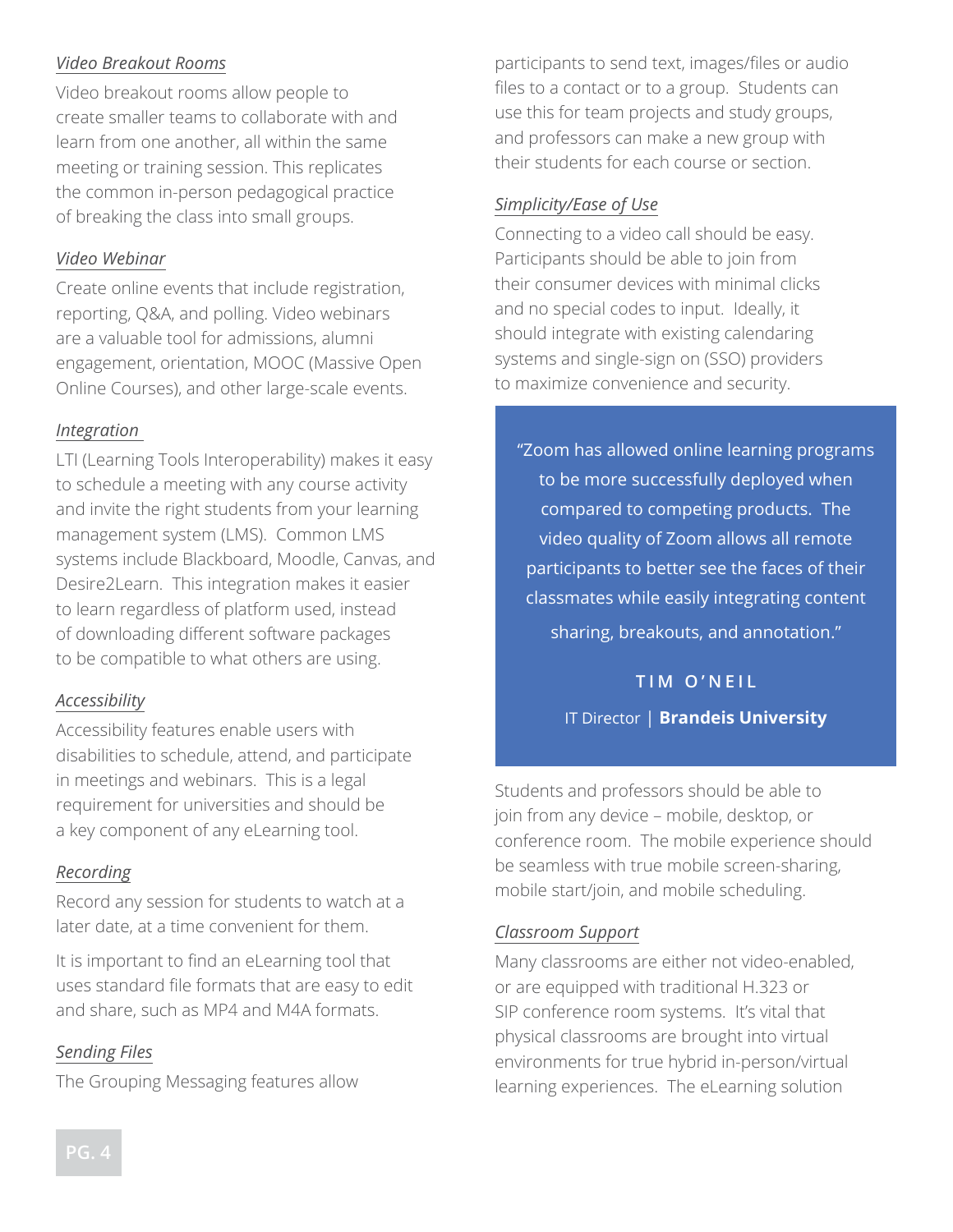*Video Breakout Rooms*

Video breakout rooms allow people to create smaller teams to collaborate with and learn from one another, all within the same meeting or training session. This replicates the common in-person pedagogical practice of breaking the class into small groups.

*Video Webinar*

Create online events that include registration, reporting, Q&A, and polling. Video webinars are a valuable tool for admissions, alumni engagement, orientation, MOOC (Massive Open Online Courses), and other large-scale events.

*Integration*

LTI (Learning Tools Interoperability) makes it easy to schedule a meeting with any course activity and invite the right students from your learning management system (LMS). Common LMS systems include Blackboard, Moodle, Canvas, and Desire2Learn. This integration makes it easier to learn regardless of platform used, instead of downloading different software packages to be compatible to what others are using.

*Accessibility*

Accessibility features enable users with disabilities to schedule, attend, and participate in meetings and webinars. This is a legal requirement for universities and should be a key component of any eLearning tool.

*Recording*

Record any session for students to watch at a later date, at a time convenient for them.

It is important to find an eLearning tool that uses standard file formats that are easy to edit and share, such as MP4 and M4A formats.

*Sending Files*

The Grouping Messaging features allow participants to send text, images/files or audio files to a contact or to a group. Students can use this for team projects and study groups, and professors can make a new group with their students for each course or section.

*Simplicity/Ease of Use*

Connecting to a video call should be easy. Participants should be able to join from their consumer devices with minimal clicks and no special codes to input. Ideally, it should integrate with existing calendaring systems and single-sign on (SSO) providers to maximize convenience and security.

> "Zoom has allowed online learning programs to be more successfully deployed when compared to competing products. The video quality of Zoom allows all remote participants to better see the faces of their classmates while easily integrating content sharing, breakouts, and annotation."
>
> **TIM O'NEIL**
>
> IT Director | **Brandeis University**

Students and professors should be able to join from any device – mobile, desktop, or conference room. The mobile experience should be seamless with true mobile screen-sharing, mobile start/join, and mobile scheduling.

*Classroom Support*

Many classrooms are either not video-enabled, or are equipped with traditional H.323 or SIP conference room systems. It's vital that physical classrooms are brought into virtual environments for true hybrid in-person/virtual learning experiences. The eLearning solution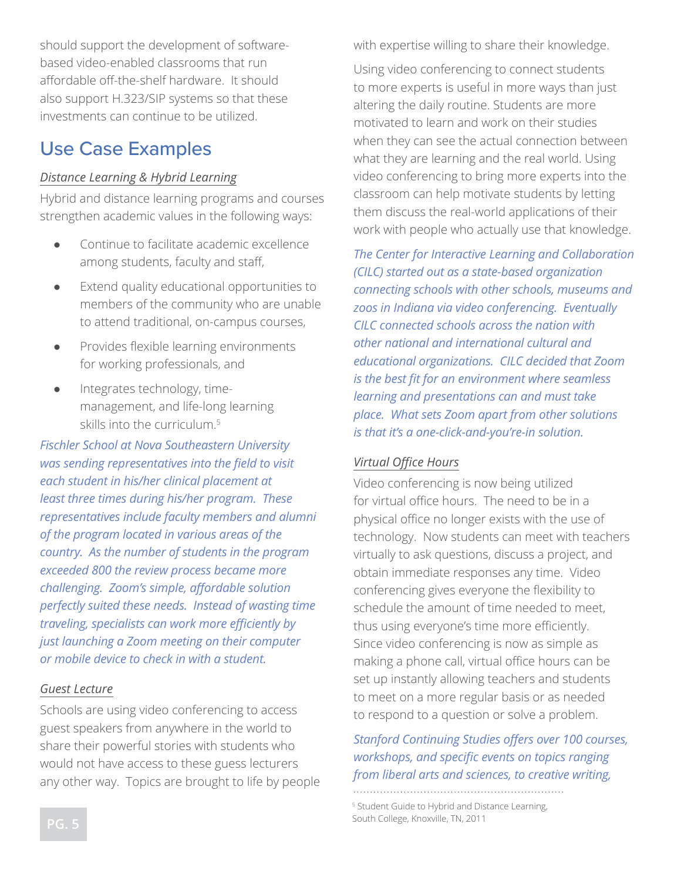should support the development of software-based video-enabled classrooms that run affordable off-the-shelf hardware. It should also support H.323/SIP systems so that these investments can continue to be utilized.

## Use Case Examples

### *Distance Learning & Hybrid Learning*

Hybrid and distance learning programs and courses strengthen academic values in the following ways:

- Continue to facilitate academic excellence among students, faculty and staff,
- Extend quality educational opportunities to members of the community who are unable to attend traditional, on-campus courses,
- Provides flexible learning environments for working professionals, and
- Integrates technology, time-management, and life-long learning skills into the curriculum.[5]

*Fischler School at Nova Southeastern University was sending representatives into the field to visit each student in his/her clinical placement at least three times during his/her program. These representatives include faculty members and alumni of the program located in various areas of the country. As the number of students in the program exceeded 800 the review process became more challenging. Zoom's simple, affordable solution perfectly suited these needs. Instead of wasting time traveling, specialists can work more efficiently by just launching a Zoom meeting on their computer or mobile device to check in with a student.*

### *Guest Lecture*

Schools are using video conferencing to access guest speakers from anywhere in the world to share their powerful stories with students who would not have access to these guess lecturers any other way. Topics are brought to life by people with expertise willing to share their knowledge.

Using video conferencing to connect students to more experts is useful in more ways than just altering the daily routine. Students are more motivated to learn and work on their studies when they can see the actual connection between what they are learning and the real world. Using video conferencing to bring more experts into the classroom can help motivate students by letting them discuss the real-world applications of their work with people who actually use that knowledge.

*The Center for Interactive Learning and Collaboration (CILC) started out as a state-based organization connecting schools with other schools, museums and zoos in Indiana via video conferencing. Eventually CILC connected schools across the nation with other national and international cultural and educational organizations. CILC decided that Zoom is the best fit for an environment where seamless learning and presentations can and must take place. What sets Zoom apart from other solutions is that it's a one-click-and-you're-in solution.*

### *Virtual Office Hours*

Video conferencing is now being utilized for virtual office hours. The need to be in a physical office no longer exists with the use of technology. Now students can meet with teachers virtually to ask questions, discuss a project, and obtain immediate responses any time. Video conferencing gives everyone the flexibility to schedule the amount of time needed to meet, thus using everyone's time more efficiently. Since video conferencing is now as simple as making a phone call, virtual office hours can be set up instantly allowing teachers and students to meet on a more regular basis or as needed to respond to a question or solve a problem.

*Stanford Continuing Studies offers over 100 courses, workshops, and specific events on topics ranging from liberal arts and sciences, to creative writing,*

---

[5] Student Guide to Hybrid and Distance Learning, South College, Knoxville, TN, 2011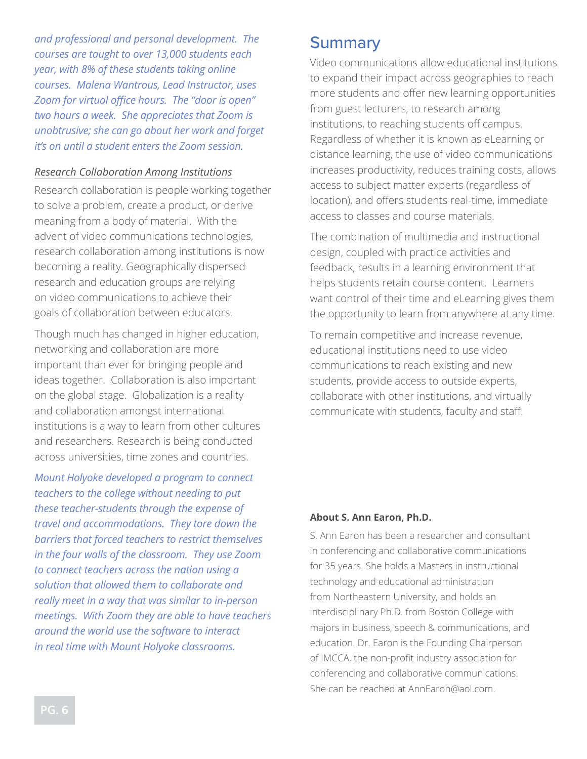*and professional and personal development. The courses are taught to over 13,000 students each year, with 8% of these students taking online courses. Malena Wantrous, Lead Instructor, uses Zoom for virtual office hours. The "door is open" two hours a week. She appreciates that Zoom is unobtrusive; she can go about her work and forget it's on until a student enters the Zoom session.*

### *Research Collaboration Among Institutions*

Research collaboration is people working together to solve a problem, create a product, or derive meaning from a body of material. With the advent of video communications technologies, research collaboration among institutions is now becoming a reality. Geographically dispersed research and education groups are relying on video communications to achieve their goals of collaboration between educators.

Though much has changed in higher education, networking and collaboration are more important than ever for bringing people and ideas together. Collaboration is also important on the global stage. Globalization is a reality and collaboration amongst international institutions is a way to learn from other cultures and researchers. Research is being conducted across universities, time zones and countries.

*Mount Holyoke developed a program to connect teachers to the college without needing to put these teacher-students through the expense of travel and accommodations. They tore down the barriers that forced teachers to restrict themselves in the four walls of the classroom. They use Zoom to connect teachers across the nation using a solution that allowed them to collaborate and really meet in a way that was similar to in-person meetings. With Zoom they are able to have teachers around the world use the software to interact in real time with Mount Holyoke classrooms.*

## Summary

Video communications allow educational institutions to expand their impact across geographies to reach more students and offer new learning opportunities from guest lecturers, to research among institutions, to reaching students off campus. Regardless of whether it is known as eLearning or distance learning, the use of video communications increases productivity, reduces training costs, allows access to subject matter experts (regardless of location), and offers students real-time, immediate access to classes and course materials.

The combination of multimedia and instructional design, coupled with practice activities and feedback, results in a learning environment that helps students retain course content. Learners want control of their time and eLearning gives them the opportunity to learn from anywhere at any time.

To remain competitive and increase revenue, educational institutions need to use video communications to reach existing and new students, provide access to outside experts, collaborate with other institutions, and virtually communicate with students, faculty and staff.

**About S. Ann Earon, Ph.D.**

S. Ann Earon has been a researcher and consultant in conferencing and collaborative communications for 35 years. She holds a Masters in instructional technology and educational administration from Northeastern University, and holds an interdisciplinary Ph.D. from Boston College with majors in business, speech & communications, and education. Dr. Earon is the Founding Chairperson of IMCCA, the non-profit industry association for conferencing and collaborative communications. She can be reached at AnnEaron@aol.com.